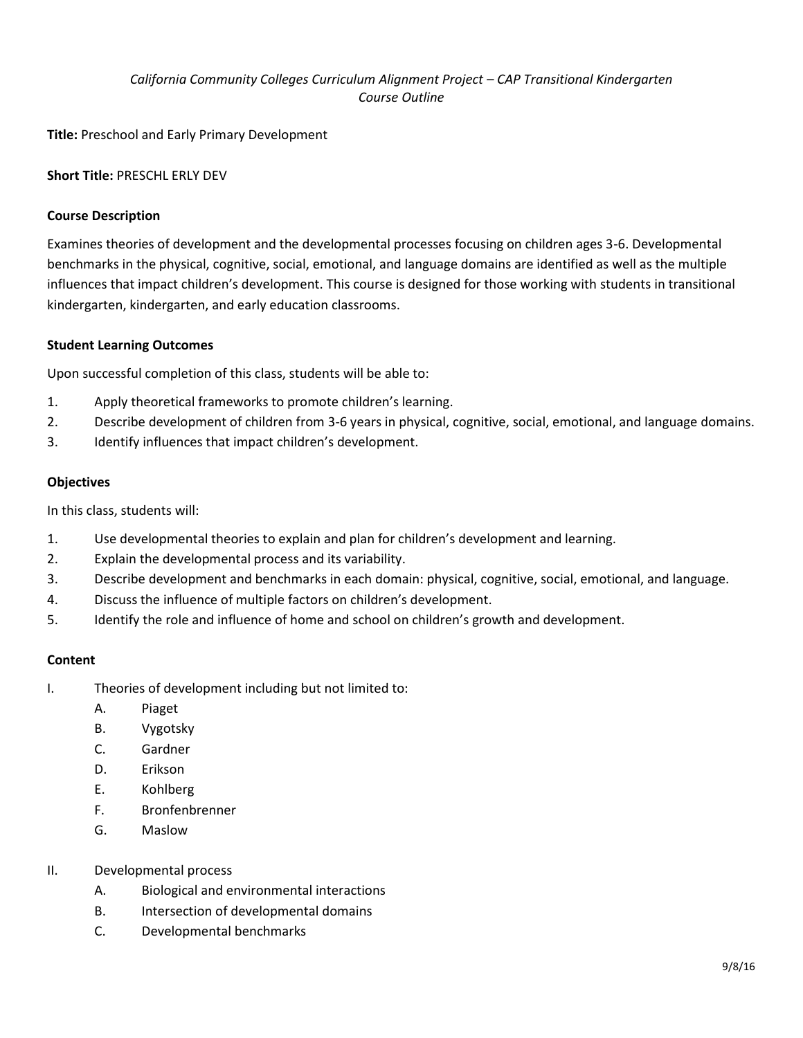*California Community Colleges Curriculum Alignment Project – CAP Transitional Kindergarten*
*Course Outline*

**Title:** Preschool and Early Primary Development

**Short Title:** PRESCHL ERLY DEV

**Course Description**

Examines theories of development and the developmental processes focusing on children ages 3-6. Developmental benchmarks in the physical, cognitive, social, emotional, and language domains are identified as well as the multiple influences that impact children's development. This course is designed for those working with students in transitional kindergarten, kindergarten, and early education classrooms.

**Student Learning Outcomes**

Upon successful completion of this class, students will be able to:

1. Apply theoretical frameworks to promote children's learning.
2. Describe development of children from 3-6 years in physical, cognitive, social, emotional, and language domains.
3. Identify influences that impact children's development.

**Objectives**

In this class, students will:

1. Use developmental theories to explain and plan for children's development and learning.
2. Explain the developmental process and its variability.
3. Describe development and benchmarks in each domain: physical, cognitive, social, emotional, and language.
4. Discuss the influence of multiple factors on children's development.
5. Identify the role and influence of home and school on children's growth and development.

**Content**

I. Theories of development including but not limited to:
   - A. Piaget
   - B. Vygotsky
   - C. Gardner
   - D. Erikson
   - E. Kohlberg
   - F. Bronfenbrenner
   - G. Maslow

II. Developmental process
   - A. Biological and environmental interactions
   - B. Intersection of developmental domains
   - C. Developmental benchmarks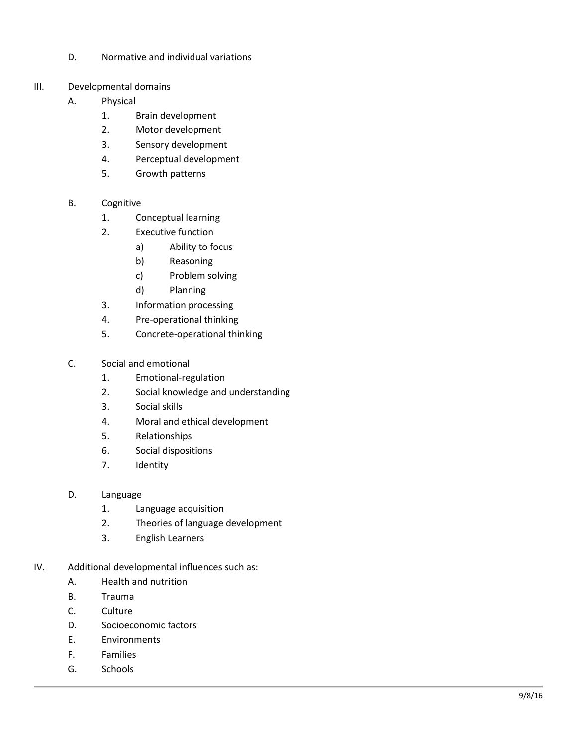D. Normative and individual variations

III. Developmental domains
   A. Physical
      1. Brain development
      2. Motor development
      3. Sensory development
      4. Perceptual development
      5. Growth patterns

   B. Cognitive
      1. Conceptual learning
      2. Executive function
         a) Ability to focus
         b) Reasoning
         c) Problem solving
         d) Planning
      3. Information processing
      4. Pre-operational thinking
      5. Concrete-operational thinking

   C. Social and emotional
      1. Emotional-regulation
      2. Social knowledge and understanding
      3. Social skills
      4. Moral and ethical development
      5. Relationships
      6. Social dispositions
      7. Identity

   D. Language
      1. Language acquisition
      2. Theories of language development
      3. English Learners

IV. Additional developmental influences such as:
   A. Health and nutrition
   B. Trauma
   C. Culture
   D. Socioeconomic factors
   E. Environments
   F. Families
   G. Schools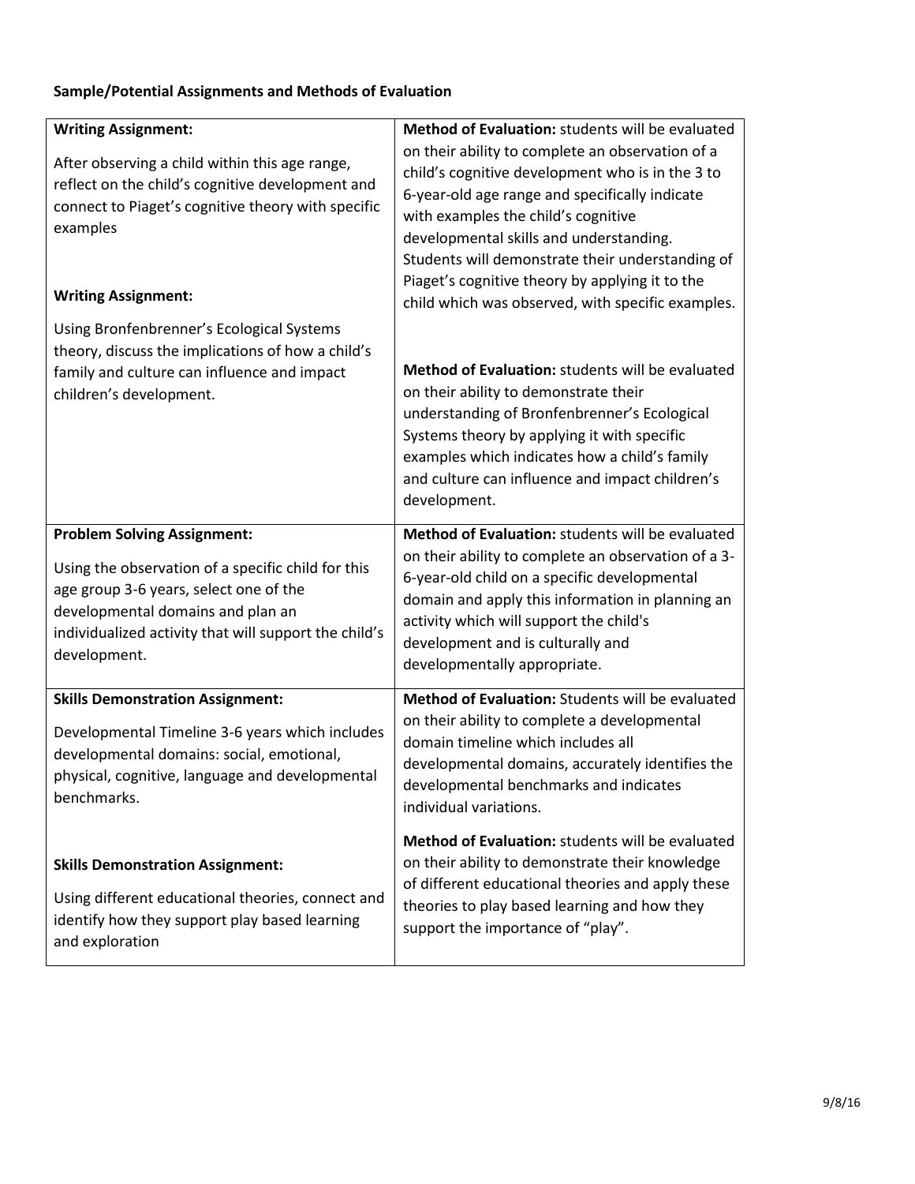**Sample/Potential Assignments and Methods of Evaluation**

| | |
|---|---|
| **Writing Assignment:**<br><br>After observing a child within this age range, reflect on the child's cognitive development and connect to Piaget's cognitive theory with specific examples<br><br>**Writing Assignment:**<br><br>Using Bronfenbrenner's Ecological Systems theory, discuss the implications of how a child's family and culture can influence and impact children's development. | **Method of Evaluation:** students will be evaluated on their ability to complete an observation of a child's cognitive development who is in the 3 to 6-year-old age range and specifically indicate with examples the child's cognitive developmental skills and understanding. Students will demonstrate their understanding of Piaget's cognitive theory by applying it to the child which was observed, with specific examples.<br><br>**Method of Evaluation:** students will be evaluated on their ability to demonstrate their understanding of Bronfenbrenner's Ecological Systems theory by applying it with specific examples which indicates how a child's family and culture can influence and impact children's development. |
| **Problem Solving Assignment:**<br><br>Using the observation of a specific child for this age group 3-6 years, select one of the developmental domains and plan an individualized activity that will support the child's development. | **Method of Evaluation:** students will be evaluated on their ability to complete an observation of a 3-6-year-old child on a specific developmental domain and apply this information in planning an activity which will support the child's development and is culturally and developmentally appropriate. |
| **Skills Demonstration Assignment:**<br><br>Developmental Timeline 3-6 years which includes developmental domains: social, emotional, physical, cognitive, language and developmental benchmarks.<br><br>**Skills Demonstration Assignment:**<br><br>Using different educational theories, connect and identify how they support play based learning and exploration | **Method of Evaluation:** Students will be evaluated on their ability to complete a developmental domain timeline which includes all developmental domains, accurately identifies the developmental benchmarks and indicates individual variations.<br><br>**Method of Evaluation:** students will be evaluated on their ability to demonstrate their knowledge of different educational theories and apply these theories to play based learning and how they support the importance of "play". |

9/8/16